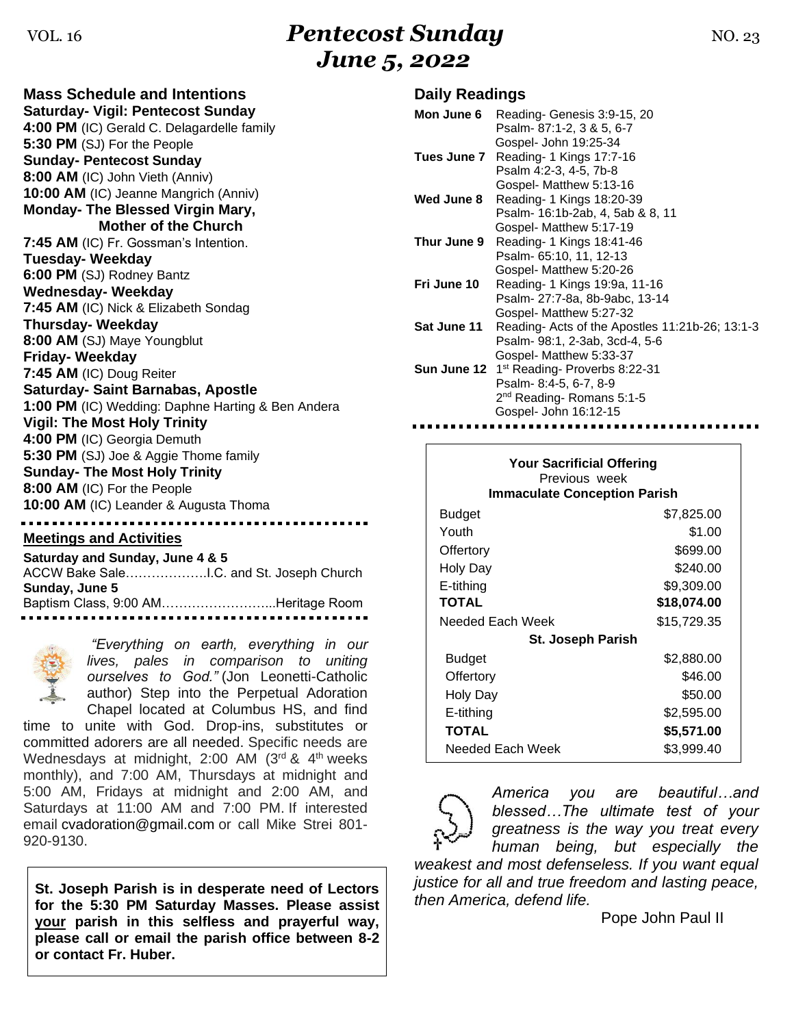# Pentecost Sunday
## June 5, 2022

VOL. 16 NO. 23

## Mass Schedule and Intentions

**Saturday- Vigil: Pentecost Sunday**
**4:00 PM** (IC) Gerald C. Delagardelle family
**5:30 PM** (SJ) For the People
**Sunday- Pentecost Sunday**
**8:00 AM** (IC) John Vieth (Anniv)
**10:00 AM** (IC) Jeanne Mangrich (Anniv)
**Monday- The Blessed Virgin Mary, Mother of the Church**
**7:45 AM** (IC) Fr. Gossman's Intention.
**Tuesday- Weekday**
**6:00 PM** (SJ) Rodney Bantz
**Wednesday- Weekday**
**7:45 AM** (IC) Nick & Elizabeth Sondag
**Thursday- Weekday**
**8:00 AM** (SJ) Maye Youngblut
**Friday- Weekday**
**7:45 AM** (IC) Doug Reiter
**Saturday- Saint Barnabas, Apostle**
**1:00 PM** (IC) Wedding: Daphne Harting & Ben Andera
**Vigil: The Most Holy Trinity**
**4:00 PM** (IC) Georgia Demuth
**5:30 PM** (SJ) Joe & Aggie Thome family
**Sunday- The Most Holy Trinity**
**8:00 AM** (IC) For the People
**10:00 AM** (IC) Leander & Augusta Thoma

## Meetings and Activities

**Saturday and Sunday, June 4 & 5**
ACCW Bake Sale……………….I.C. and St. Joseph Church
**Sunday, June 5**
Baptism Class, 9:00 AM……………………...Heritage Room

*"Everything on earth, everything in our lives, pales in comparison to uniting ourselves to God."* (Jon Leonetti-Catholic author) Step into the Perpetual Adoration Chapel located at Columbus HS, and find time to unite with God. Drop-ins, substitutes or committed adorers are all needed. Specific needs are Wednesdays at midnight, 2:00 AM (3rd & 4th weeks monthly), and 7:00 AM, Thursdays at midnight and 5:00 AM, Fridays at midnight and 2:00 AM, and Saturdays at 11:00 AM and 7:00 PM. If interested email cvadoration@gmail.com or call Mike Strei 801-920-9130.

**St. Joseph Parish is in desperate need of Lectors for the 5:30 PM Saturday Masses. Please assist <u>your</u> parish in this selfless and prayerful way, please call or email the parish office between 8-2 or contact Fr. Huber.**

## Daily Readings

**Mon June 6** Reading- Genesis 3:9-15, 20
Psalm- 87:1-2, 3 & 5, 6-7
Gospel- John 19:25-34

**Tues June 7** Reading- 1 Kings 17:7-16
Psalm 4:2-3, 4-5, 7b-8
Gospel- Matthew 5:13-16

**Wed June 8** Reading- 1 Kings 18:20-39
Psalm- 16:1b-2ab, 4, 5ab & 8, 11
Gospel- Matthew 5:17-19

**Thur June 9** Reading- 1 Kings 18:41-46
Psalm- 65:10, 11, 12-13
Gospel- Matthew 5:20-26

**Fri June 10** Reading- 1 Kings 19:9a, 11-16
Psalm- 27:7-8a, 8b-9abc, 13-14
Gospel- Matthew 5:27-32

**Sat June 11** Reading- Acts of the Apostles 11:21b-26; 13:1-3
Psalm- 98:1, 2-3ab, 3cd-4, 5-6
Gospel- Matthew 5:33-37

**Sun June 12** 1st Reading- Proverbs 8:22-31
Psalm- 8:4-5, 6-7, 8-9
2nd Reading- Romans 5:1-5
Gospel- John 16:12-15

**Your Sacrificial Offering**
Previous week

| **Immaculate Conception Parish** | |
|---|---|
| Budget | $7,825.00 |
| Youth | $1.00 |
| Offertory | $699.00 |
| Holy Day | $240.00 |
| E-tithing | $9,309.00 |
| **TOTAL** | **$18,074.00** |
| Needed Each Week | $15,729.35 |
| **St. Joseph Parish** | |
| Budget | $2,880.00 |
| Offertory | $46.00 |
| Holy Day | $50.00 |
| E-tithing | $2,595.00 |
| **TOTAL** | **$5,571.00** |
| Needed Each Week | $3,999.40 |

*America you are beautiful…and blessed…The ultimate test of your greatness is the way you treat every human being, but especially the weakest and most defenseless. If you want equal justice for all and true freedom and lasting peace, then America, defend life.*

Pope John Paul II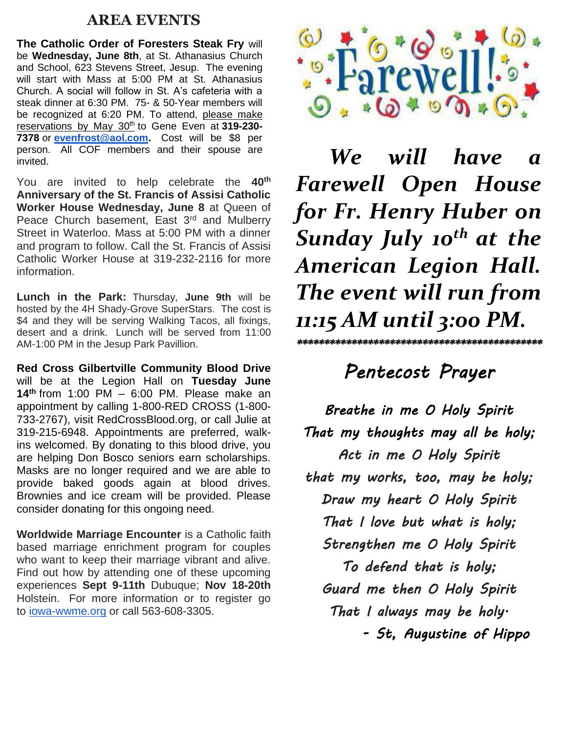## AREA EVENTS

**The Catholic Order of Foresters Steak Fry** will be **Wednesday, June 8th**, at St. Athanasius Church and School, 623 Stevens Street, Jesup. The evening will start with Mass at 5:00 PM at St. Athanasius Church. A social will follow in St. A's cafeteria with a steak dinner at 6:30 PM. 75- & 50-Year members will be recognized at 6:20 PM. To attend, please make reservations by May 30th to Gene Even at **319-230-7378** or **evenfrost@aol.com.** Cost will be $8 per person. All COF members and their spouse are invited.

You are invited to help celebrate the **40th Anniversary of the St. Francis of Assisi Catholic Worker House Wednesday, June 8** at Queen of Peace Church basement, East 3rd and Mulberry Street in Waterloo. Mass at 5:00 PM with a dinner and program to follow. Call the St. Francis of Assisi Catholic Worker House at 319-232-2116 for more information.

**Lunch in the Park:** Thursday, **June 9th** will be hosted by the 4H Shady-Grove SuperStars. The cost is $4 and they will be serving Walking Tacos, all fixings, desert and a drink. Lunch will be served from 11:00 AM-1:00 PM in the Jesup Park Pavillion.

**Red Cross Gilbertville Community Blood Drive** will be at the Legion Hall on **Tuesday June 14th** from 1:00 PM – 6:00 PM. Please make an appointment by calling 1-800-RED CROSS (1-800-733-2767), visit RedCrossBlood.org, or call Julie at 319-215-6948. Appointments are preferred, walk-ins welcomed. By donating to this blood drive, you are helping Don Bosco seniors earn scholarships. Masks are no longer required and we are able to provide baked goods again at blood drives. Brownies and ice cream will be provided. Please consider donating for this ongoing need.

**Worldwide Marriage Encounter** is a Catholic faith based marriage enrichment program for couples who want to keep their marriage vibrant and alive. Find out how by attending one of these upcoming experiences **Sept 9-11th** Dubuque; **Nov 18-20th** Holstein. For more information or to register go to iowa-wwme.org or call 563-608-3305.

Farewell!

***We will have a Farewell Open House for Fr. Henry Huber on Sunday July 10th at the American Legion Hall. The event will run from 11:15 AM until 3:00 PM.***

***************************************************

## *Pentecost Prayer*

*Breathe in me O Holy Spirit*
*That my thoughts may all be holy;*
*Act in me O Holy Spirit*
*that my works, too, may be holy;*
*Draw my heart O Holy Spirit*
*That I love but what is holy;*
*Strengthen me O Holy Spirit*
*To defend that is holy;*
*Guard me then O Holy Spirit*
*That I always may be holy.*
*- St, Augustine of Hippo*